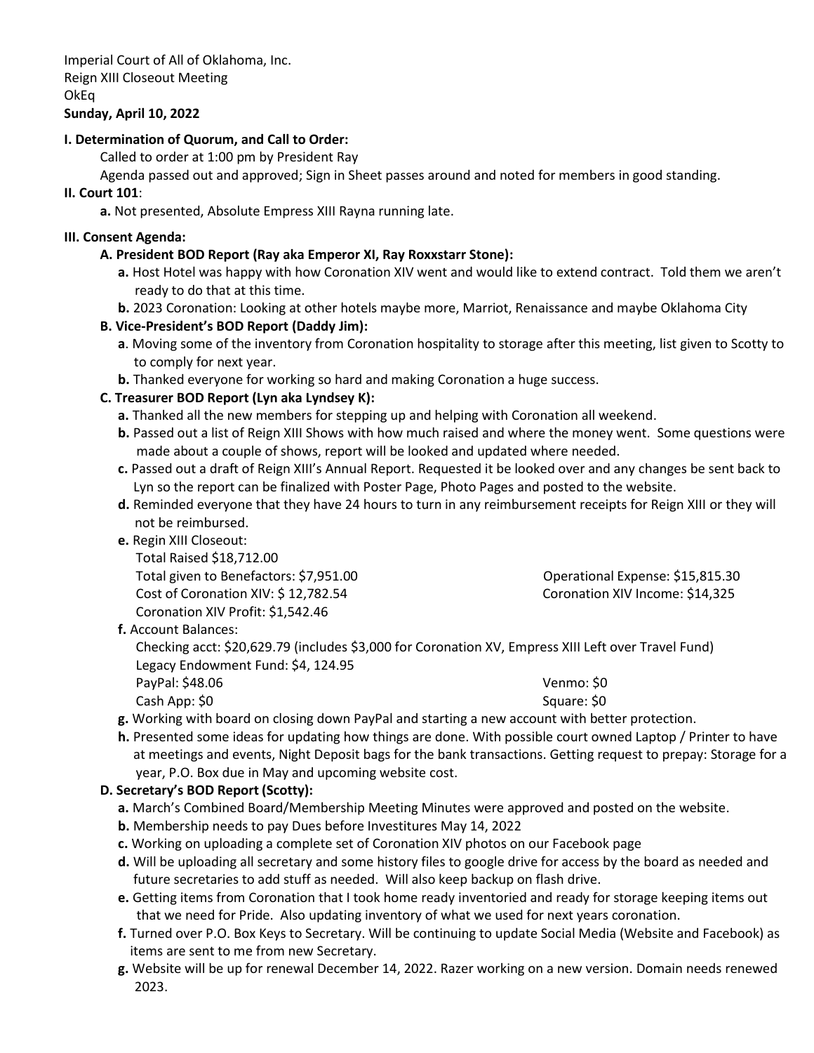Imperial Court of All of Oklahoma, Inc.
Reign XIII Closeout Meeting
OkEq
**Sunday, April 10, 2022**

**I. Determination of Quorum, and Call to Order:**

Called to order at 1:00 pm by President Ray

Agenda passed out and approved; Sign in Sheet passes around and noted for members in good standing.

**II. Court 101**:

**a.** Not presented, Absolute Empress XIII Rayna running late.

**III. Consent Agenda:**

**A. President BOD Report (Ray aka Emperor XI, Ray Roxxstarr Stone):**

**a.** Host Hotel was happy with how Coronation XIV went and would like to extend contract. Told them we aren't ready to do that at this time.

**b.** 2023 Coronation: Looking at other hotels maybe more, Marriot, Renaissance and maybe Oklahoma City

**B. Vice-President's BOD Report (Daddy Jim):**

**a**. Moving some of the inventory from Coronation hospitality to storage after this meeting, list given to Scotty to to comply for next year.

**b.** Thanked everyone for working so hard and making Coronation a huge success.

**C. Treasurer BOD Report (Lyn aka Lyndsey K):**

**a.** Thanked all the new members for stepping up and helping with Coronation all weekend.

**b.** Passed out a list of Reign XIII Shows with how much raised and where the money went. Some questions were made about a couple of shows, report will be looked and updated where needed.

**c.** Passed out a draft of Reign XIII's Annual Report. Requested it be looked over and any changes be sent back to Lyn so the report can be finalized with Poster Page, Photo Pages and posted to the website.

**d.** Reminded everyone that they have 24 hours to turn in any reimbursement receipts for Reign XIII or they will not be reimbursed.

**e.** Regin XIII Closeout:

Total Raised $18,712.00

Total given to Benefactors: $7,951.00

Operational Expense: $15,815.30

Cost of Coronation XIV: $ 12,782.54

Coronation XIV Income: $14,325

Coronation XIV Profit: $1,542.46

**f.** Account Balances:

Checking acct: $20,629.79 (includes $3,000 for Coronation XV, Empress XIII Left over Travel Fund)

Legacy Endowment Fund: $4, 124.95

PayPal: $48.06

Venmo: $0

Cash App: $0

Square: $0

**g.** Working with board on closing down PayPal and starting a new account with better protection.

**h.** Presented some ideas for updating how things are done. With possible court owned Laptop / Printer to have at meetings and events, Night Deposit bags for the bank transactions. Getting request to prepay: Storage for a year, P.O. Box due in May and upcoming website cost.

**D. Secretary's BOD Report (Scotty):**

**a.** March's Combined Board/Membership Meeting Minutes were approved and posted on the website.

**b.** Membership needs to pay Dues before Investitures May 14, 2022

**c.** Working on uploading a complete set of Coronation XIV photos on our Facebook page

**d.** Will be uploading all secretary and some history files to google drive for access by the board as needed and future secretaries to add stuff as needed. Will also keep backup on flash drive.

**e.** Getting items from Coronation that I took home ready inventoried and ready for storage keeping items out that we need for Pride. Also updating inventory of what we used for next years coronation.

**f.** Turned over P.O. Box Keys to Secretary. Will be continuing to update Social Media (Website and Facebook) as items are sent to me from new Secretary.

**g.** Website will be up for renewal December 14, 2022. Razer working on a new version. Domain needs renewed 2023.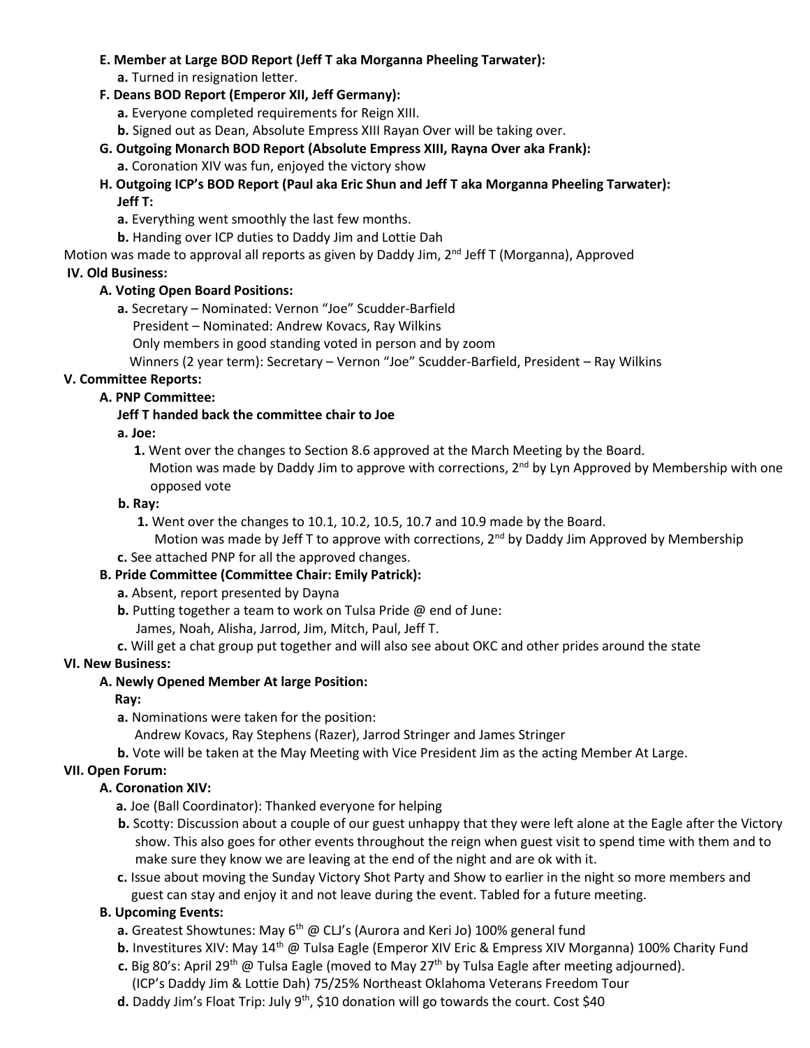**E. Member at Large BOD Report (Jeff T aka Morganna Pheeling Tarwater):**

**a.** Turned in resignation letter.

**F. Deans BOD Report (Emperor XII, Jeff Germany):**

**a.** Everyone completed requirements for Reign XIII.

**b.** Signed out as Dean, Absolute Empress XIII Rayan Over will be taking over.

**G. Outgoing Monarch BOD Report (Absolute Empress XIII, Rayna Over aka Frank):**

**a.** Coronation XIV was fun, enjoyed the victory show

**H. Outgoing ICP's BOD Report (Paul aka Eric Shun and Jeff T aka Morganna Pheeling Tarwater):**

**Jeff T:**

**a.** Everything went smoothly the last few months.

**b.** Handing over ICP duties to Daddy Jim and Lottie Dah

Motion was made to approval all reports as given by Daddy Jim, 2nd Jeff T (Morganna), Approved

**IV. Old Business:**

**A. Voting Open Board Positions:**

**a.** Secretary – Nominated: Vernon "Joe" Scudder-Barfield
President – Nominated: Andrew Kovacs, Ray Wilkins
Only members in good standing voted in person and by zoom
Winners (2 year term): Secretary – Vernon "Joe" Scudder-Barfield, President – Ray Wilkins

**V. Committee Reports:**

**A. PNP Committee:**

**Jeff T handed back the committee chair to Joe**

**a. Joe:**

**1.** Went over the changes to Section 8.6 approved at the March Meeting by the Board.
Motion was made by Daddy Jim to approve with corrections, 2nd by Lyn Approved by Membership with one opposed vote

**b. Ray:**

**1.** Went over the changes to 10.1, 10.2, 10.5, 10.7 and 10.9 made by the Board.
Motion was made by Jeff T to approve with corrections, 2nd by Daddy Jim Approved by Membership

**c.** See attached PNP for all the approved changes.

**B. Pride Committee (Committee Chair: Emily Patrick):**

**a.** Absent, report presented by Dayna

**b.** Putting together a team to work on Tulsa Pride @ end of June:
James, Noah, Alisha, Jarrod, Jim, Mitch, Paul, Jeff T.

**c.** Will get a chat group put together and will also see about OKC and other prides around the state

**VI. New Business:**

**A. Newly Opened Member At large Position:**

**Ray:**

**a.** Nominations were taken for the position:
Andrew Kovacs, Ray Stephens (Razer), Jarrod Stringer and James Stringer

**b.** Vote will be taken at the May Meeting with Vice President Jim as the acting Member At Large.

**VII. Open Forum:**

**A. Coronation XIV:**

**a.** Joe (Ball Coordinator): Thanked everyone for helping

**b.** Scotty: Discussion about a couple of our guest unhappy that they were left alone at the Eagle after the Victory show. This also goes for other events throughout the reign when guest visit to spend time with them and to make sure they know we are leaving at the end of the night and are ok with it.

**c.** Issue about moving the Sunday Victory Shot Party and Show to earlier in the night so more members and guest can stay and enjoy it and not leave during the event. Tabled for a future meeting.

**B. Upcoming Events:**

**a.** Greatest Showtunes: May 6th @ CLJ's (Aurora and Keri Jo) 100% general fund

**b.** Investitures XIV: May 14th @ Tulsa Eagle (Emperor XIV Eric & Empress XIV Morganna) 100% Charity Fund

**c.** Big 80's: April 29th @ Tulsa Eagle (moved to May 27th by Tulsa Eagle after meeting adjourned).
(ICP's Daddy Jim & Lottie Dah) 75/25% Northeast Oklahoma Veterans Freedom Tour

**d.** Daddy Jim's Float Trip: July 9th, $10 donation will go towards the court. Cost $40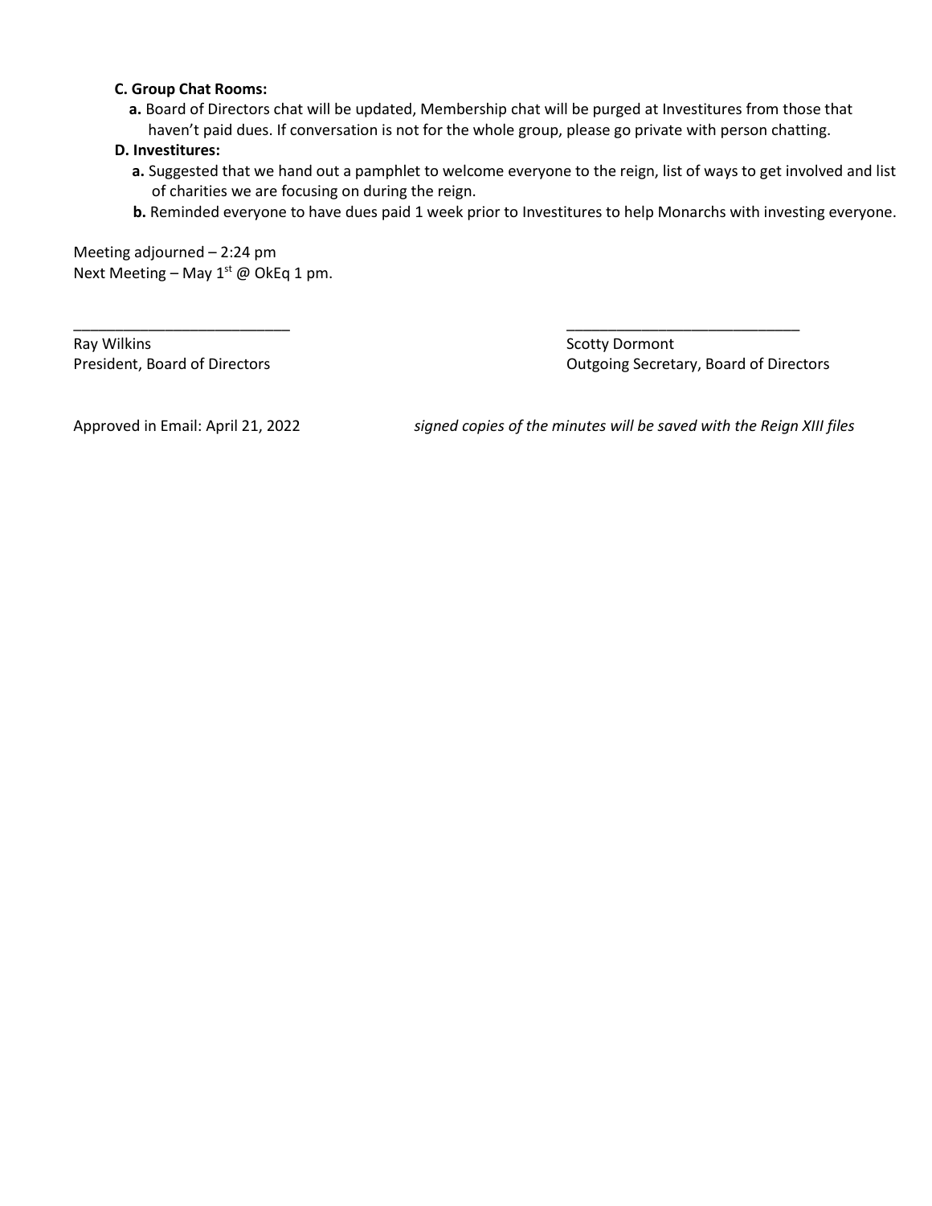**C. Group Chat Rooms:**

**a.** Board of Directors chat will be updated, Membership chat will be purged at Investitures from those that haven't paid dues. If conversation is not for the whole group, please go private with person chatting.

**D. Investitures:**

**a.** Suggested that we hand out a pamphlet to welcome everyone to the reign, list of ways to get involved and list of charities we are focusing on during the reign.

**b.** Reminded everyone to have dues paid 1 week prior to Investitures to help Monarchs with investing everyone.

Meeting adjourned – 2:24 pm
Next Meeting – May 1st @ OkEq 1 pm.

\_\_\_\_\_\_\_\_\_\_\_\_\_\_\_\_\_\_\_\_\_\_\_\_\_\_
Ray Wilkins
President, Board of Directors

\_\_\_\_\_\_\_\_\_\_\_\_\_\_\_\_\_\_\_\_\_\_\_\_\_\_\_\_
Scotty Dormont
Outgoing Secretary, Board of Directors

Approved in Email: April 21, 2022 *signed copies of the minutes will be saved with the Reign XIII files*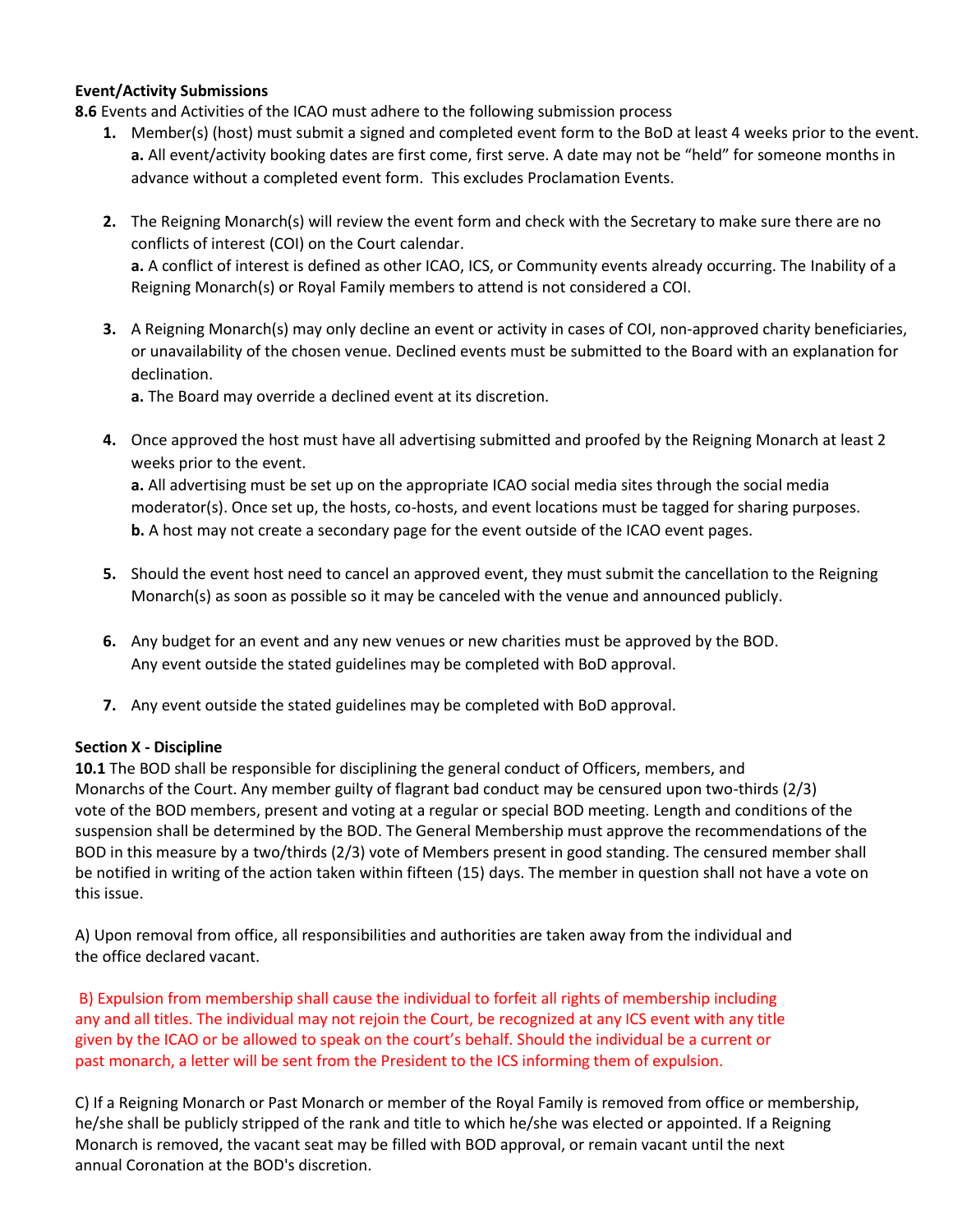**Event/Activity Submissions**

**8.6** Events and Activities of the ICAO must adhere to the following submission process

1. Member(s) (host) must submit a signed and completed event form to the BoD at least 4 weeks prior to the event.
   **a.** All event/activity booking dates are first come, first serve. A date may not be "held" for someone months in advance without a completed event form. This excludes Proclamation Events.

2. The Reigning Monarch(s) will review the event form and check with the Secretary to make sure there are no conflicts of interest (COI) on the Court calendar.
   **a.** A conflict of interest is defined as other ICAO, ICS, or Community events already occurring. The Inability of a Reigning Monarch(s) or Royal Family members to attend is not considered a COI.

3. A Reigning Monarch(s) may only decline an event or activity in cases of COI, non-approved charity beneficiaries, or unavailability of the chosen venue. Declined events must be submitted to the Board with an explanation for declination.
   **a.** The Board may override a declined event at its discretion.

4. Once approved the host must have all advertising submitted and proofed by the Reigning Monarch at least 2 weeks prior to the event.
   **a.** All advertising must be set up on the appropriate ICAO social media sites through the social media moderator(s). Once set up, the hosts, co-hosts, and event locations must be tagged for sharing purposes.
   **b.** A host may not create a secondary page for the event outside of the ICAO event pages.

5. Should the event host need to cancel an approved event, they must submit the cancellation to the Reigning Monarch(s) as soon as possible so it may be canceled with the venue and announced publicly.

6. Any budget for an event and any new venues or new charities must be approved by the BOD.
   Any event outside the stated guidelines may be completed with BoD approval.

7. Any event outside the stated guidelines may be completed with BoD approval.

**Section X - Discipline**

**10.1** The BOD shall be responsible for disciplining the general conduct of Officers, members, and Monarchs of the Court. Any member guilty of flagrant bad conduct may be censured upon two-thirds (2/3) vote of the BOD members, present and voting at a regular or special BOD meeting. Length and conditions of the suspension shall be determined by the BOD. The General Membership must approve the recommendations of the BOD in this measure by a two/thirds (2/3) vote of Members present in good standing. The censured member shall be notified in writing of the action taken within fifteen (15) days. The member in question shall not have a vote on this issue.

A) Upon removal from office, all responsibilities and authorities are taken away from the individual and the office declared vacant.

B) Expulsion from membership shall cause the individual to forfeit all rights of membership including any and all titles. The individual may not rejoin the Court, be recognized at any ICS event with any title given by the ICAO or be allowed to speak on the court's behalf. Should the individual be a current or past monarch, a letter will be sent from the President to the ICS informing them of expulsion.

C) If a Reigning Monarch or Past Monarch or member of the Royal Family is removed from office or membership, he/she shall be publicly stripped of the rank and title to which he/she was elected or appointed. If a Reigning Monarch is removed, the vacant seat may be filled with BOD approval, or remain vacant until the next annual Coronation at the BOD's discretion.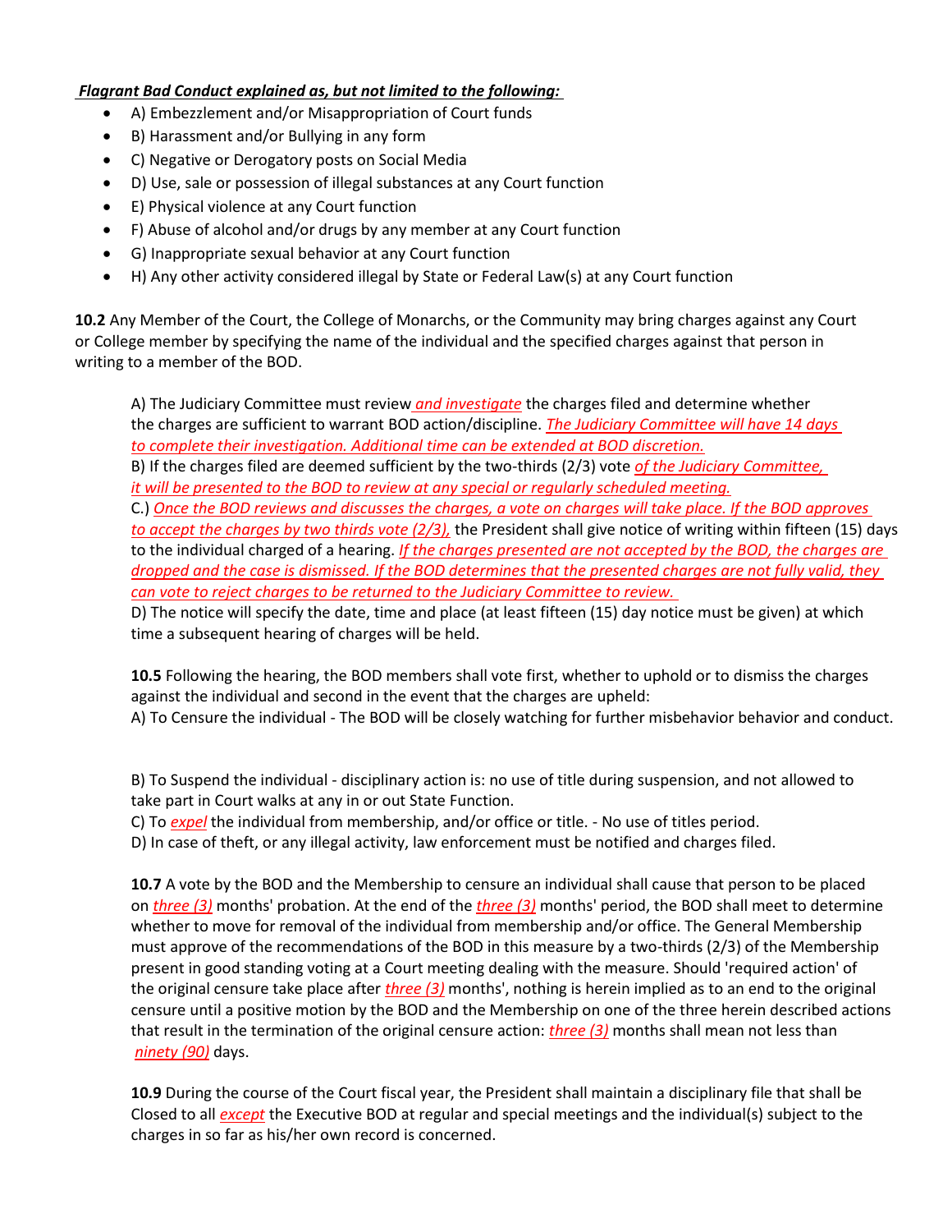***Flagrant Bad Conduct explained as, but not limited to the following:***

- A) Embezzlement and/or Misappropriation of Court funds
- B) Harassment and/or Bullying in any form
- C) Negative or Derogatory posts on Social Media
- D) Use, sale or possession of illegal substances at any Court function
- E) Physical violence at any Court function
- F) Abuse of alcohol and/or drugs by any member at any Court function
- G) Inappropriate sexual behavior at any Court function
- H) Any other activity considered illegal by State or Federal Law(s) at any Court function

**10.2** Any Member of the Court, the College of Monarchs, or the Community may bring charges against any Court or College member by specifying the name of the individual and the specified charges against that person in writing to a member of the BOD.

A) The Judiciary Committee must review *and investigate* the charges filed and determine whether the charges are sufficient to warrant BOD action/discipline. *The Judiciary Committee will have 14 days to complete their investigation. Additional time can be extended at BOD discretion.*

B) If the charges filed are deemed sufficient by the two-thirds (2/3) vote *of the Judiciary Committee, it will be presented to the BOD to review at any special or regularly scheduled meeting.*

C.) *Once the BOD reviews and discusses the charges, a vote on charges will take place. If the BOD approves to accept the charges by two thirds vote (2/3),* the President shall give notice of writing within fifteen (15) days to the individual charged of a hearing. *If the charges presented are not accepted by the BOD, the charges are dropped and the case is dismissed. If the BOD determines that the presented charges are not fully valid, they can vote to reject charges to be returned to the Judiciary Committee to review.*

D) The notice will specify the date, time and place (at least fifteen (15) day notice must be given) at which time a subsequent hearing of charges will be held.

**10.5** Following the hearing, the BOD members shall vote first, whether to uphold or to dismiss the charges against the individual and second in the event that the charges are upheld:

A) To Censure the individual - The BOD will be closely watching for further misbehavior behavior and conduct.

B) To Suspend the individual - disciplinary action is: no use of title during suspension, and not allowed to take part in Court walks at any in or out State Function.

C) To *expel* the individual from membership, and/or office or title. - No use of titles period.

D) In case of theft, or any illegal activity, law enforcement must be notified and charges filed.

**10.7** A vote by the BOD and the Membership to censure an individual shall cause that person to be placed on *three (3)* months' probation. At the end of the *three (3)* months' period, the BOD shall meet to determine whether to move for removal of the individual from membership and/or office. The General Membership must approve of the recommendations of the BOD in this measure by a two-thirds (2/3) of the Membership present in good standing voting at a Court meeting dealing with the measure. Should 'required action' of the original censure take place after *three (3)* months', nothing is herein implied as to an end to the original censure until a positive motion by the BOD and the Membership on one of the three herein described actions that result in the termination of the original censure action: *three (3)* months shall mean not less than *ninety (90)* days.

**10.9** During the course of the Court fiscal year, the President shall maintain a disciplinary file that shall be Closed to all *except* the Executive BOD at regular and special meetings and the individual(s) subject to the charges in so far as his/her own record is concerned.